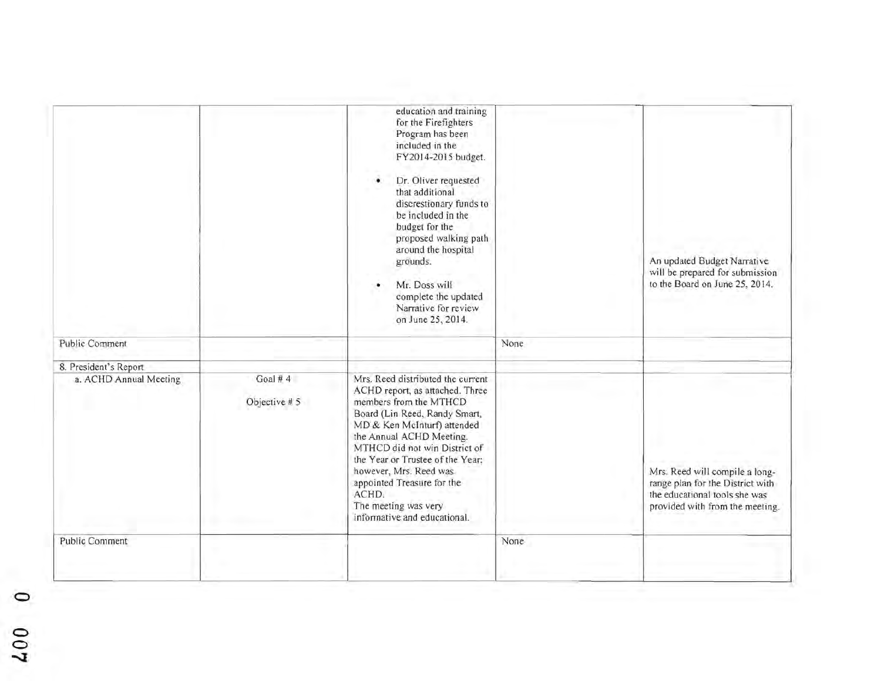| | | | | |
|---|---|---|---|---|
| | | education and training for the Firefighters Program has been included in the FY2014-2015 budget.<br><br>• Dr. Oliver requested that additional discretionary funds to be included in the budget for the proposed walking path around the hospital grounds.<br><br>• Mr. Doss will complete the updated Narrative for review on June 25, 2014. | | An updated Budget Narrative will be prepared for submission to the Board on June 25, 2014. |
| Public Comment | | | None | |
| 8. President's Report | | | | |
| a. ACHD Annual Meeting | Goal # 4<br><br>Objective # 5 | Mrs. Reed distributed the current ACHD report, as attached. Three members from the MTHCD Board (Lin Reed, Randy Smart, MD & Ken McInturf) attended the Annual ACHD Meeting. MTHCD did not win District of the Year or Trustee of the Year; however, Mrs. Reed was appointed Treasure for the ACHD.<br>The meeting was very informative and educational. | | Mrs. Reed will compile a long-range plan for the District with the educational tools she was provided with from the meeting. |
| Public Comment | | | None | |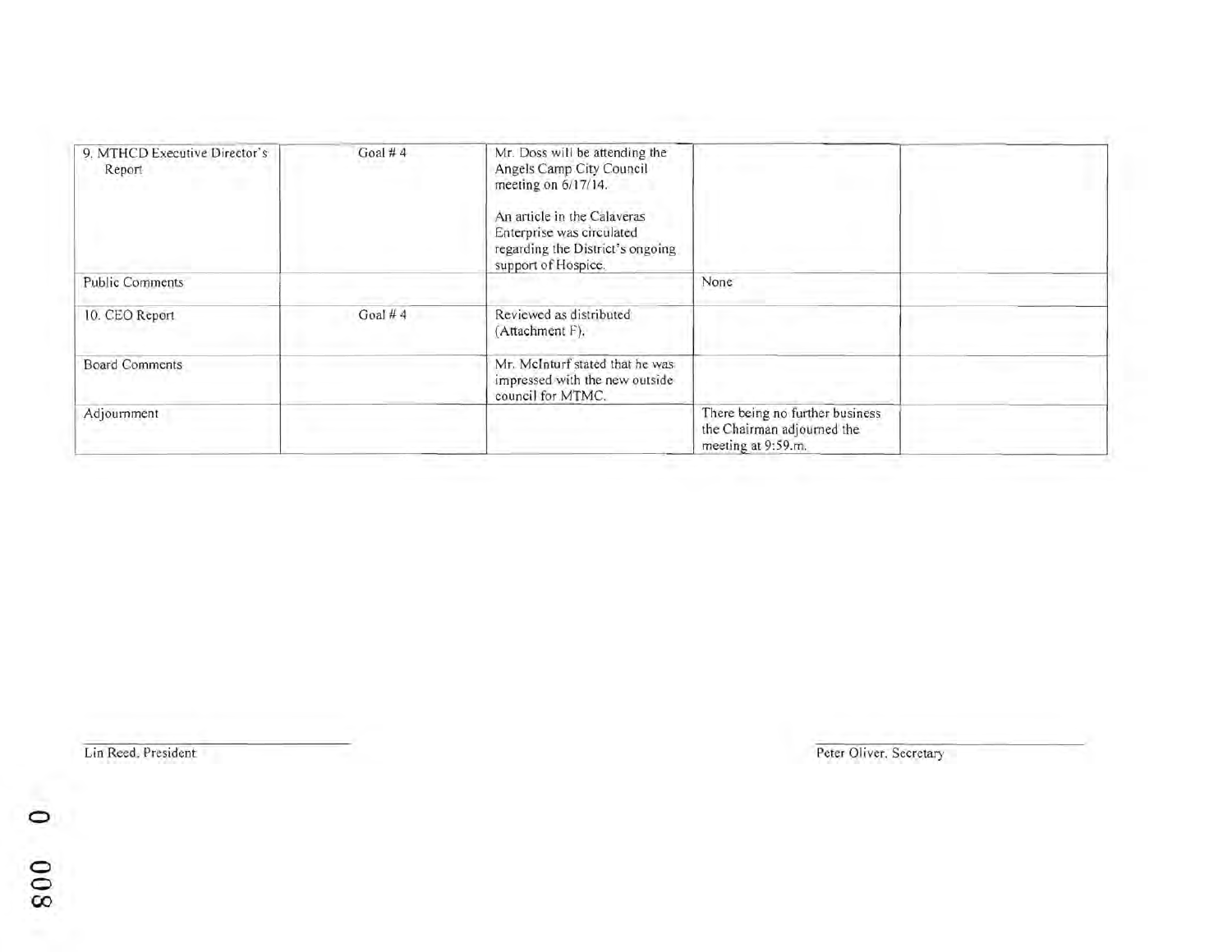| | | | | |
|---|---|---|---|---|
| 9. MTHCD Executive Director's Report | Goal # 4 | Mr. Doss will be attending the Angels Camp City Council meeting on 6/17/14.<br><br>An article in the Calaveras Enterprise was circulated regarding the District's ongoing support of Hospice. | | |
| Public Comments | | | None | |
| 10. CEO Report | Goal # 4 | Reviewed as distributed (Attachment F). | | |
| Board Comments | | Mr. McInturf stated that he was impressed with the new outside council for MTMC. | | |
| Adjournment | | | There being no further business the Chairman adjourned the meeting at 9:59.m. | |

Lin Reed, President

Peter Oliver, Secretary

0 008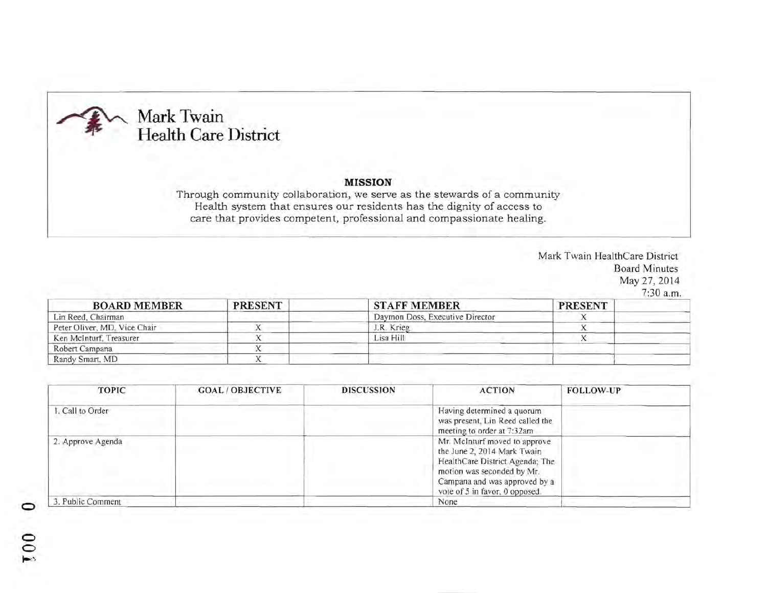# Mark Twain Health Care District

**MISSION**

Through community collaboration, we serve as the stewards of a community Health system that ensures our residents has the dignity of access to care that provides competent, professional and compassionate healing.

Mark Twain HealthCare District
Board Minutes
May 27, 2014
7:30 a.m.

| BOARD MEMBER | PRESENT | | STAFF MEMBER | PRESENT | |
|---|---|---|---|---|---|
| Lin Reed, Chairman | | | Daymon Doss, Executive Director | X | |
| Peter Oliver, MD, Vice Chair | X | | J.R. Krieg | X | |
| Ken McInturf, Treasurer | X | | Lisa Hill | X | |
| Robert Campana | X | | | | |
| Randy Smart, MD | X | | | | |

| TOPIC | GOAL / OBJECTIVE | DISCUSSION | ACTION | FOLLOW-UP |
|---|---|---|---|---|
| 1. Call to Order | | | Having determined a quorum was present, Lin Reed called the meeting to order at 7:32am | |
| 2. Approve Agenda | | | Mr. McInturf moved to approve the June 2, 2014 Mark Twain HealthCare District Agenda; The motion was seconded by Mr. Campana and was approved by a vote of 5 in favor, 0 opposed. | |
| 3. Public Comment | | | None | |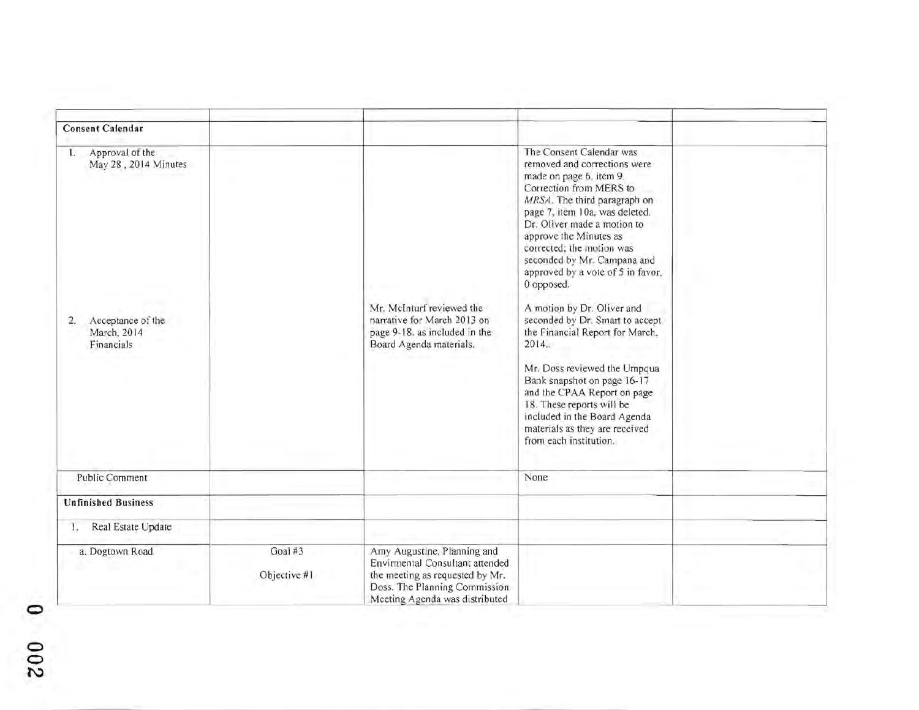| | | | | |
|---|---|---|---|---|
| **Consent Calendar** | | | | |
| 1. Approval of the May 28 , 2014 Minutes<br><br>2. Acceptance of the March, 2014 Financials | | Mr. McInturf reviewed the narrative for March 2013 on page 9-18. as included in the Board Agenda materials. | The Consent Calendar was removed and corrections were made on page 6, item 9. Correction from MERS to *MRSA*. The third paragraph on page 7, item 10a, was deleted. Dr. Oliver made a motion to approve the Minutes as corrected; the motion was seconded by Mr. Campana and approved by a vote of 5 in favor, 0 opposed.<br><br>A motion by Dr. Oliver and seconded by Dr. Smart to accept the Financial Report for March, 2014..<br><br>Mr. Doss reviewed the Umpqua Bank snapshot on page 16-17 and the CPAA Report on page 18. These reports will be included in the Board Agenda materials as they are received from each institution. | |
| Public Comment | | | None | |
| **Unfinished Business** | | | | |
| 1. Real Estate Update | | | | |
| a. Dogtown Road | Goal #3<br><br>Objective #1 | Amy Augustine, Planning and Envirmental Consultant attended the meeting as requested by Mr. Doss. The Planning Commission Meeting Agenda was distributed | | |

0 002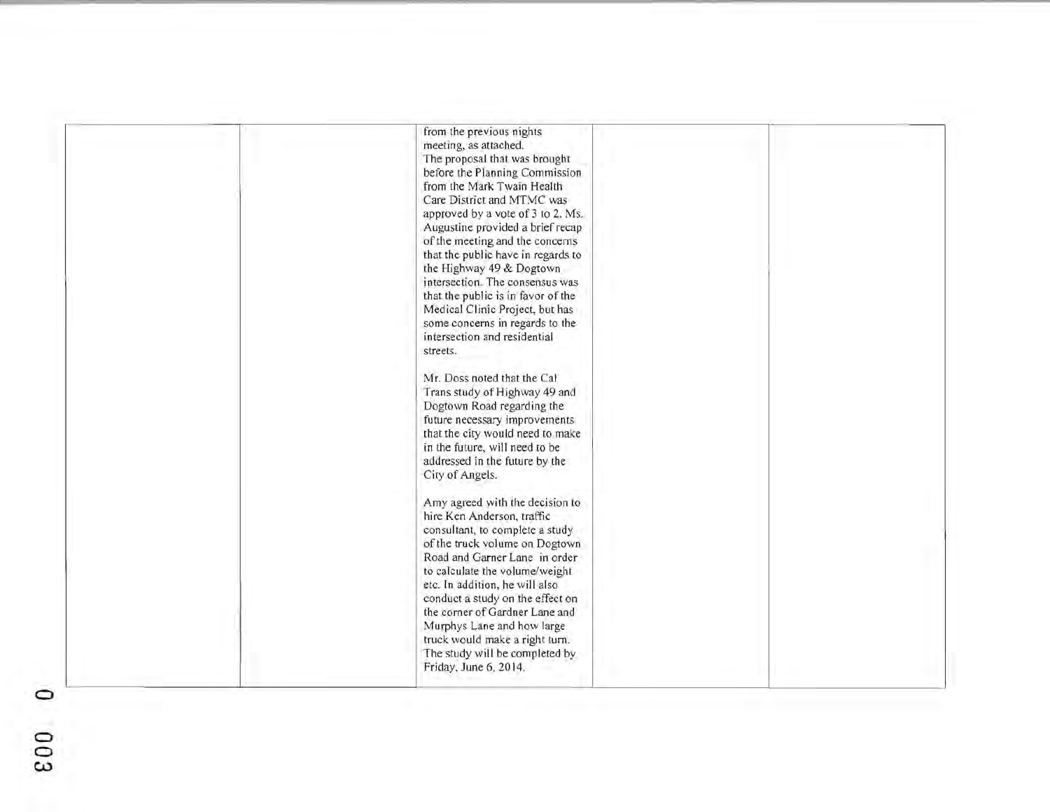| | | | | |
|---|---|---|---|---|
| | | from the previous nights meeting, as attached.<br>The proposal that was brought before the Planning Commission from the Mark Twain Health Care District and MTMC was approved by a vote of 3 to 2. Ms. Augustine provided a brief recap of the meeting and the concerns that the public have in regards to the Highway 49 & Dogtown intersection. The consensus was that the public is in favor of the Medical Clinic Project, but has some concerns in regards to the intersection and residential streets.<br><br>Mr. Doss noted that the Cal Trans study of Highway 49 and Dogtown Road regarding the future necessary improvements that the city would need to make in the future, will need to be addressed in the future by the City of Angels.<br><br>Amy agreed with the decision to hire Ken Anderson, traffic consultant, to complete a study of the truck volume on Dogtown Road and Garner Lane in order to calculate the volume/weight etc. In addition, he will also conduct a study on the effect on the corner of Gardner Lane and Murphys Lane and how large truck would make a right turn. The study will be completed by Friday, June 6, 2014. | | |

0 003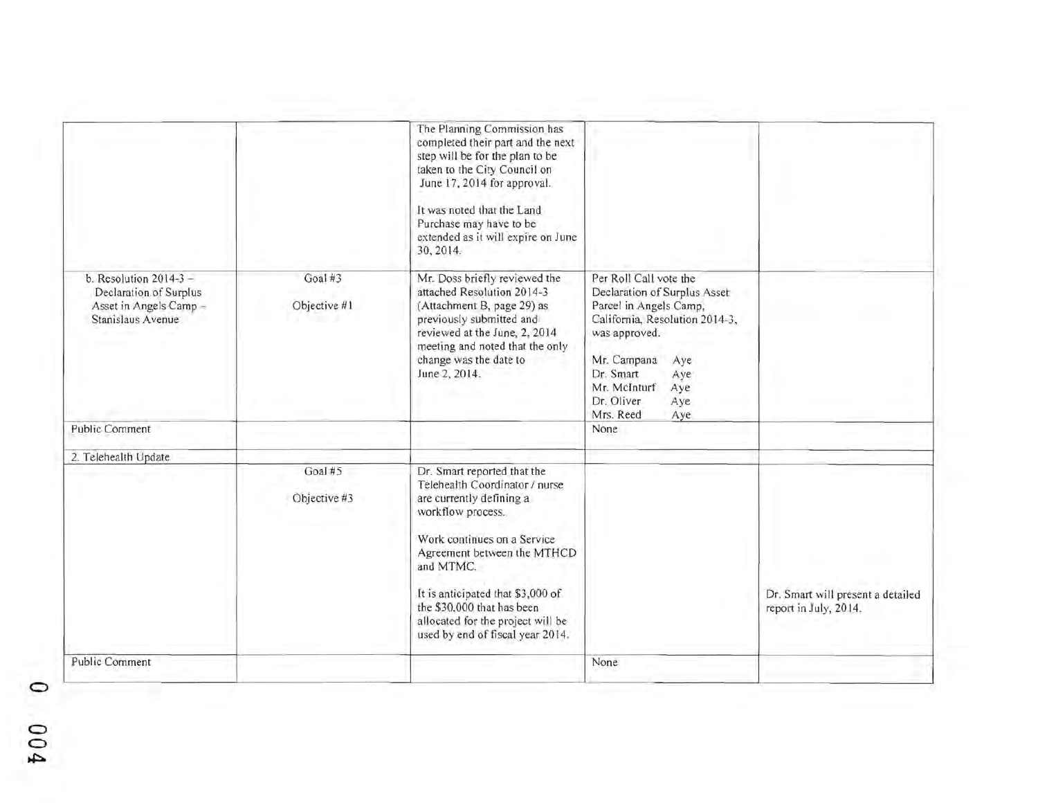| | | | | |
|---|---|---|---|---|
| | | The Planning Commission has completed their part and the next step will be for the plan to be taken to the City Council on June 17, 2014 for approval.<br><br>It was noted that the Land Purchase may have to be extended as it will expire on June 30, 2014. | | |
| b. Resolution 2014-3 – Declaration of Surplus Asset in Angels Camp – Stanislaus Avenue | Goal #3<br><br>Objective #1 | Mr. Doss briefly reviewed the attached Resolution 2014-3 (Attachment B, page 29) as previously submitted and reviewed at the June, 2, 2014 meeting and noted that the only change was the date to June 2, 2014. | Per Roll Call vote the Declaration of Surplus Asset Parcel in Angels Camp, California, Resolution 2014-3, was approved.<br><br>Mr. Campana Aye<br>Dr. Smart Aye<br>Mr. McInturf Aye<br>Dr. Oliver Aye<br>Mrs. Reed Aye | |
| Public Comment | | | None | |
| 2. Telehealth Update | | | | |
| | Goal #5<br><br>Objective #3 | Dr. Smart reported that the Telehealth Coordinator / nurse are currently defining a workflow process.<br><br>Work continues on a Service Agreement between the MTHCD and MTMC.<br><br>It is anticipated that $3,000 of the $30,000 that has been allocated for the project will be used by end of fiscal year 2014. | | Dr. Smart will present a detailed report in July, 2014. |
| Public Comment | | | None | |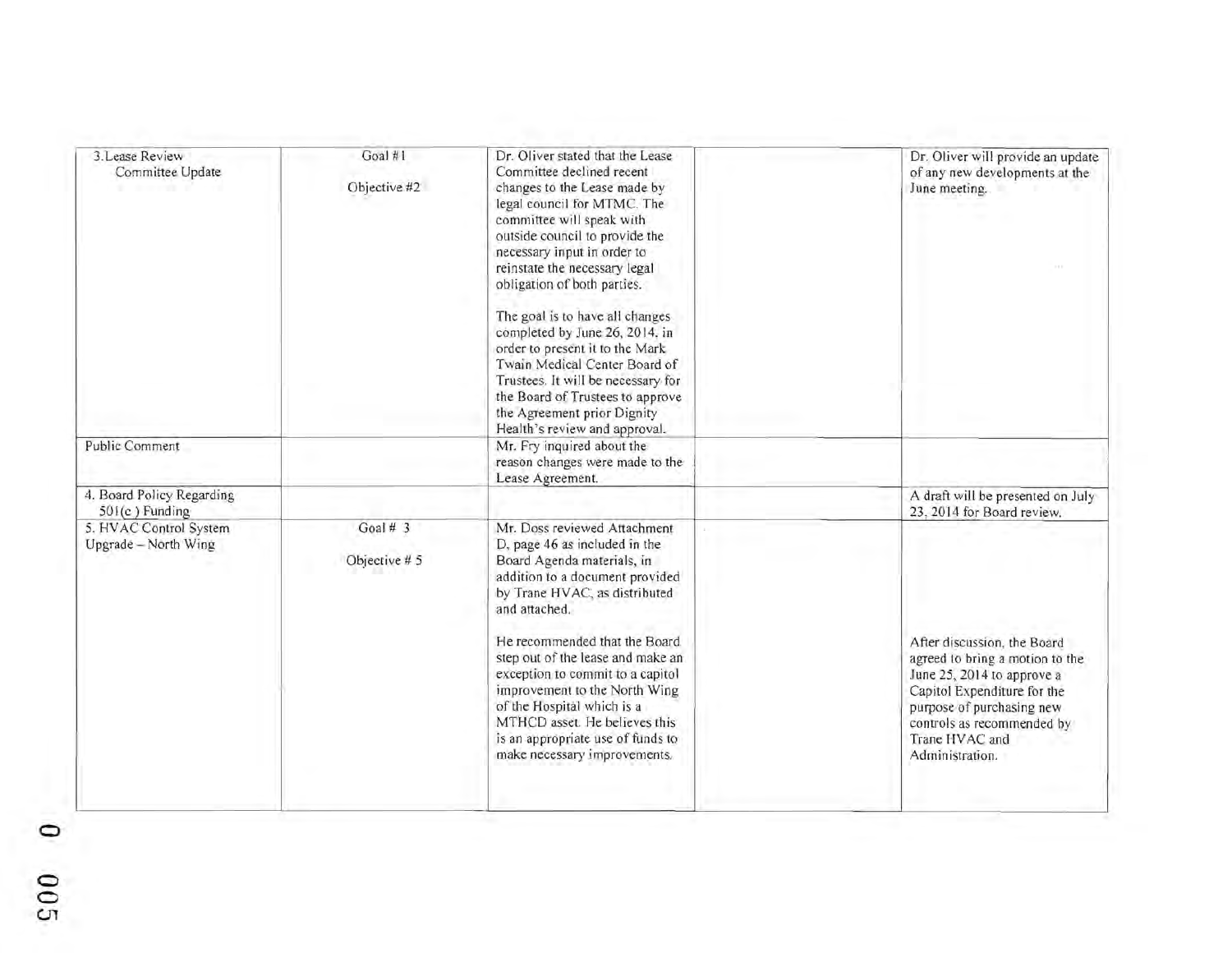| | | | | |
|---|---|---|---|---|
| 3. Lease Review Committee Update | Goal #1<br><br>Objective #2 | Dr. Oliver stated that the Lease Committee declined recent changes to the Lease made by legal council for MTMC. The committee will speak with outside council to provide the necessary input in order to reinstate the necessary legal obligation of both parties.<br><br>The goal is to have all changes completed by June 26, 2014, in order to present it to the Mark Twain Medical Center Board of Trustees. It will be necessary for the Board of Trustees to approve the Agreement prior Dignity Health's review and approval. | | Dr. Oliver will provide an update of any new developments at the June meeting. |
| Public Comment | | Mr. Fry inquired about the reason changes were made to the Lease Agreement. | | |
| 4. Board Policy Regarding 501(c) Funding | | | | A draft will be presented on July 23, 2014 for Board review. |
| 5. HVAC Control System Upgrade – North Wing | Goal # 3<br><br>Objective # 5 | Mr. Doss reviewed Attachment D, page 46 as included in the Board Agenda materials, in addition to a document provided by Trane HVAC, as distributed and attached.<br><br>He recommended that the Board step out of the lease and make an exception to commit to a capitol improvement to the North Wing of the Hospital which is a MTHCD asset. He believes this is an appropriate use of funds to make necessary improvements. | | After discussion, the Board agreed to bring a motion to the June 25, 2014 to approve a Capitol Expenditure for the purpose of purchasing new controls as recommended by Trane HVAC and Administration. |

0 005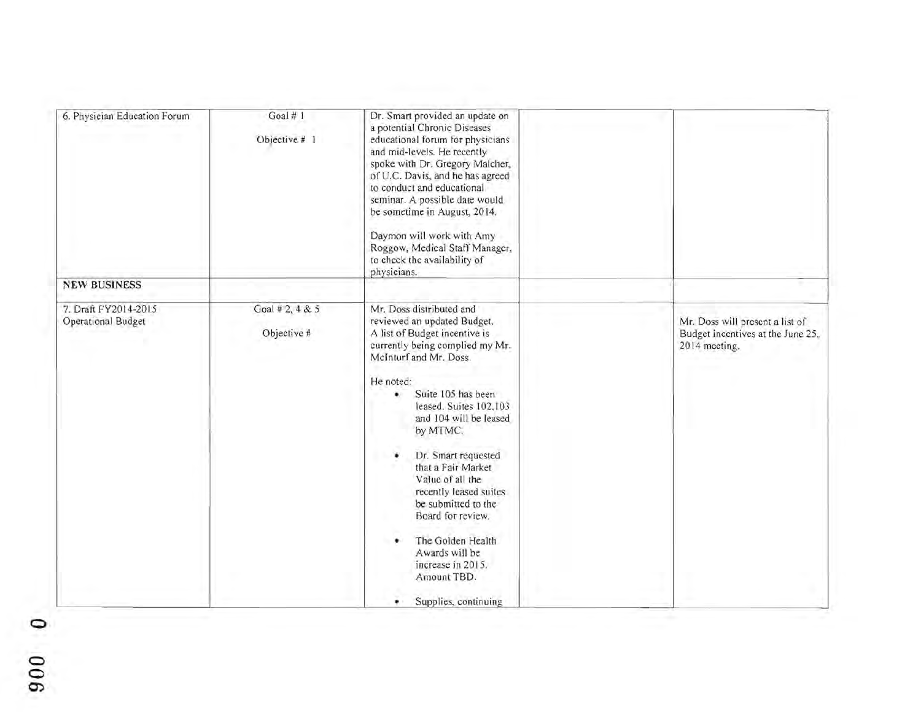| | | | | |
|---|---|---|---|---|
| 6. Physician Education Forum | Goal # 1<br><br>Objective # 1 | Dr. Smart provided an update on a potential Chronic Diseases educational forum for physicians and mid-levels. He recently spoke with Dr. Gregory Malcher, of U.C. Davis, and he has agreed to conduct and educational seminar. A possible date would be sometime in August, 2014.<br><br>Daymon will work with Amy Roggow, Medical Staff Manager, to check the availability of physicians. | | |
| **NEW BUSINESS** | | | | |
| 7. Draft FY2014-2015 Operational Budget | Goal # 2, 4 & 5<br><br>Objective # | Mr. Doss distributed and reviewed an updated Budget. A list of Budget incentive is currently being complied my Mr. McInturf and Mr. Doss.<br><br>He noted:<br>• Suite 105 has been leased. Suites 102,103 and 104 will be leased by MTMC.<br>• Dr. Smart requested that a Fair Market Value of all the recently leased suites be submitted to the Board for review.<br>• The Golden Health Awards will be increase in 2015. Amount TBD.<br>• Supplies, continuing | | Mr. Doss will present a list of Budget incentives at the June 25, 2014 meeting. |